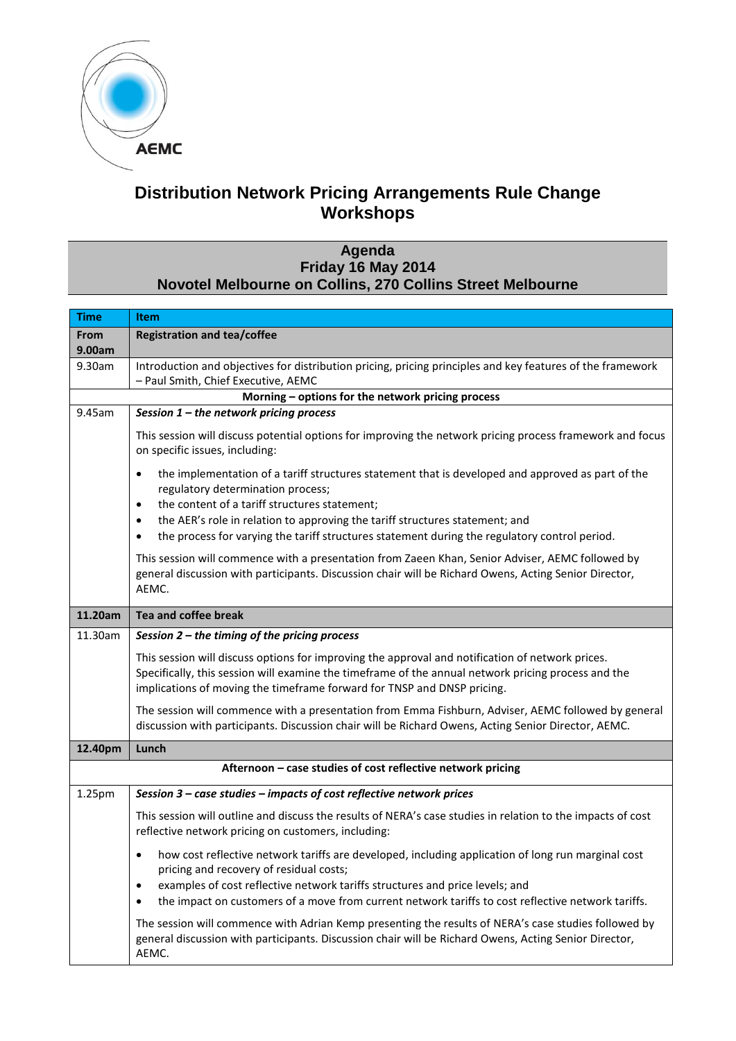AEMC

# Distribution Network Pricing Arrangements Rule Change Workshops

## Agenda
## Friday 16 May 2014
## Novotel Melbourne on Collins, 270 Collins Street Melbourne

| Time | Item |
|---|---|
| **From 9.00am** | **Registration and tea/coffee** |
| 9.30am | Introduction and objectives for distribution pricing, pricing principles and key features of the framework – Paul Smith, Chief Executive, AEMC |
| | **Morning – options for the network pricing process** |
| 9.45am | ***Session 1 – the network pricing process***<br><br>This session will discuss potential options for improving the network pricing process framework and focus on specific issues, including:<br><br>• the implementation of a tariff structures statement that is developed and approved as part of the regulatory determination process;<br>• the content of a tariff structures statement;<br>• the AER's role in relation to approving the tariff structures statement; and<br>• the process for varying the tariff structures statement during the regulatory control period.<br><br>This session will commence with a presentation from Zaeen Khan, Senior Adviser, AEMC followed by general discussion with participants. Discussion chair will be Richard Owens, Acting Senior Director, AEMC. |
| **11.20am** | **Tea and coffee break** |
| 11.30am | ***Session 2 – the timing of the pricing process***<br><br>This session will discuss options for improving the approval and notification of network prices. Specifically, this session will examine the timeframe of the annual network pricing process and the implications of moving the timeframe forward for TNSP and DNSP pricing.<br><br>The session will commence with a presentation from Emma Fishburn, Adviser, AEMC followed by general discussion with participants. Discussion chair will be Richard Owens, Acting Senior Director, AEMC. |
| **12.40pm** | **Lunch** |
| | **Afternoon – case studies of cost reflective network pricing** |
| 1.25pm | ***Session 3 – case studies – impacts of cost reflective network prices***<br><br>This session will outline and discuss the results of NERA's case studies in relation to the impacts of cost reflective network pricing on customers, including:<br><br>• how cost reflective network tariffs are developed, including application of long run marginal cost pricing and recovery of residual costs;<br>• examples of cost reflective network tariffs structures and price levels; and<br>• the impact on customers of a move from current network tariffs to cost reflective network tariffs.<br><br>The session will commence with Adrian Kemp presenting the results of NERA's case studies followed by general discussion with participants. Discussion chair will be Richard Owens, Acting Senior Director, AEMC. |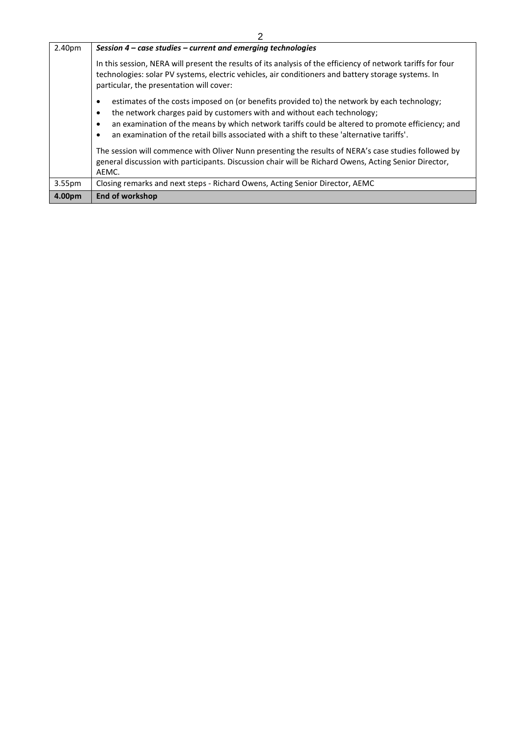| | |
|---|---|
| 2.40pm | ***Session 4 – case studies – current and emerging technologies***<br><br>In this session, NERA will present the results of its analysis of the efficiency of network tariffs for four technologies: solar PV systems, electric vehicles, air conditioners and battery storage systems. In particular, the presentation will cover:<br><br>• estimates of the costs imposed on (or benefits provided to) the network by each technology;<br>• the network charges paid by customers with and without each technology;<br>• an examination of the means by which network tariffs could be altered to promote efficiency; and<br>• an examination of the retail bills associated with a shift to these 'alternative tariffs'.<br><br>The session will commence with Oliver Nunn presenting the results of NERA's case studies followed by general discussion with participants. Discussion chair will be Richard Owens, Acting Senior Director, AEMC. |
| 3.55pm | Closing remarks and next steps - Richard Owens, Acting Senior Director, AEMC |
| **4.00pm** | **End of workshop** |